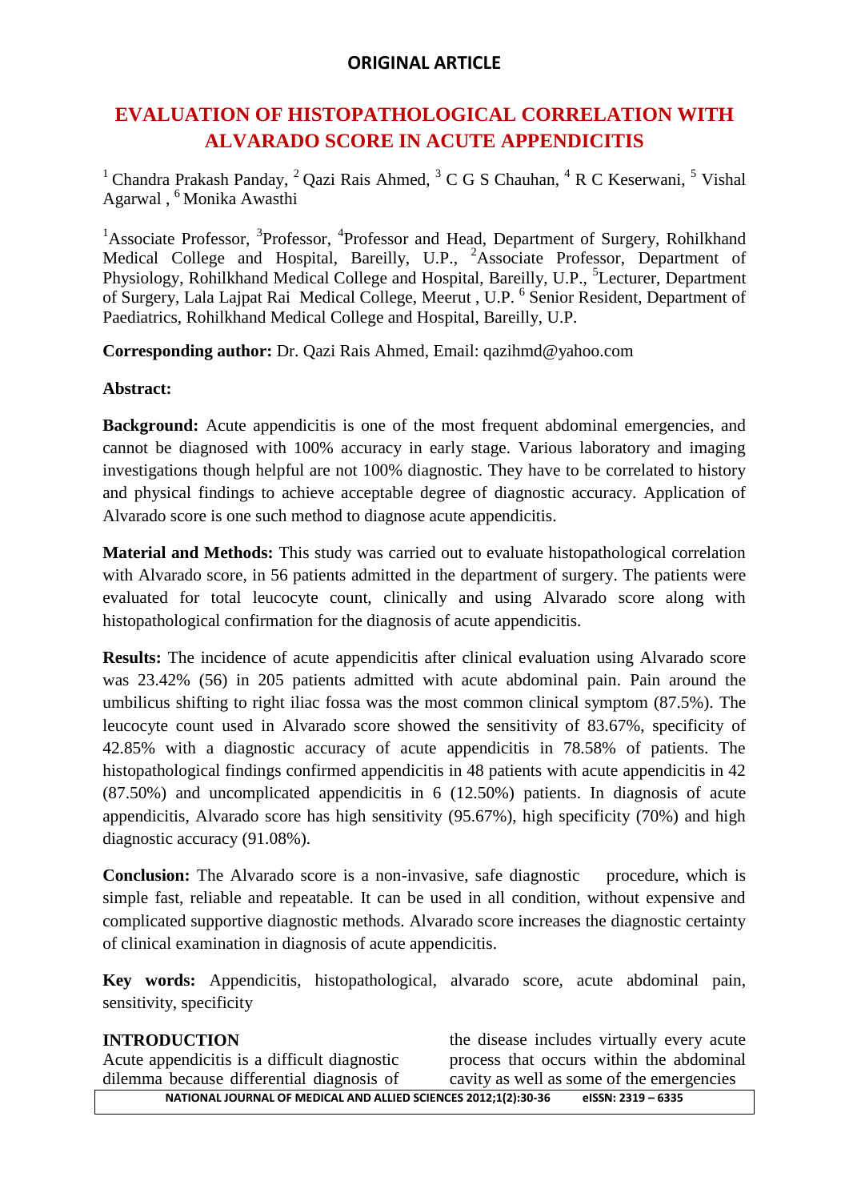## ORIGINAL ARTICLE

# EVALUATION OF HISTOPATHOLOGICAL CORRELATION WITH ALVARADO SCORE IN ACUTE APPENDICITIS

[1] Chandra Prakash Panday, [2] Qazi Rais Ahmed, [3] C G S Chauhan, [4] R C Keserwani, [5] Vishal Agarwal , [6] Monika Awasthi

[1]Associate Professor, [3]Professor, [4]Professor and Head, Department of Surgery, Rohilkhand Medical College and Hospital, Bareilly, U.P., [2]Associate Professor, Department of Physiology, Rohilkhand Medical College and Hospital, Bareilly, U.P., [5]Lecturer, Department of Surgery, Lala Lajpat Rai Medical College, Meerut , U.P. [6] Senior Resident, Department of Paediatrics, Rohilkhand Medical College and Hospital, Bareilly, U.P.

**Corresponding author:** Dr. Qazi Rais Ahmed, Email: qazihmd@yahoo.com

**Abstract:**

**Background:** Acute appendicitis is one of the most frequent abdominal emergencies, and cannot be diagnosed with 100% accuracy in early stage. Various laboratory and imaging investigations though helpful are not 100% diagnostic. They have to be correlated to history and physical findings to achieve acceptable degree of diagnostic accuracy. Application of Alvarado score is one such method to diagnose acute appendicitis.

**Material and Methods:** This study was carried out to evaluate histopathological correlation with Alvarado score, in 56 patients admitted in the department of surgery. The patients were evaluated for total leucocyte count, clinically and using Alvarado score along with histopathological confirmation for the diagnosis of acute appendicitis.

**Results:** The incidence of acute appendicitis after clinical evaluation using Alvarado score was 23.42% (56) in 205 patients admitted with acute abdominal pain. Pain around the umbilicus shifting to right iliac fossa was the most common clinical symptom (87.5%). The leucocyte count used in Alvarado score showed the sensitivity of 83.67%, specificity of 42.85% with a diagnostic accuracy of acute appendicitis in 78.58% of patients. The histopathological findings confirmed appendicitis in 48 patients with acute appendicitis in 42 (87.50%) and uncomplicated appendicitis in 6 (12.50%) patients. In diagnosis of acute appendicitis, Alvarado score has high sensitivity (95.67%), high specificity (70%) and high diagnostic accuracy (91.08%).

**Conclusion:** The Alvarado score is a non-invasive, safe diagnostic procedure, which is simple fast, reliable and repeatable. It can be used in all condition, without expensive and complicated supportive diagnostic methods. Alvarado score increases the diagnostic certainty of clinical examination in diagnosis of acute appendicitis.

**Key words:** Appendicitis, histopathological, alvarado score, acute abdominal pain, sensitivity, specificity

## INTRODUCTION

Acute appendicitis is a difficult diagnostic dilemma because differential diagnosis of the disease includes virtually every acute process that occurs within the abdominal cavity as well as some of the emergencies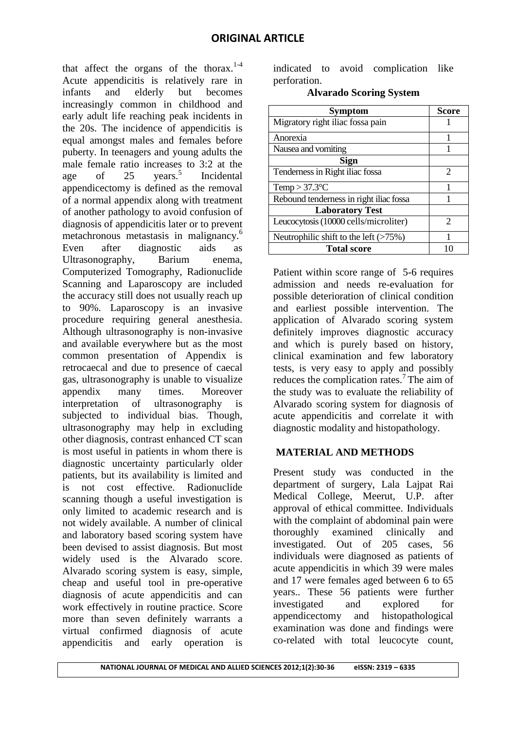that affect the organs of the thorax.[1-4] Acute appendicitis is relatively rare in infants and elderly but becomes increasingly common in childhood and early adult life reaching peak incidents in the 20s. The incidence of appendicitis is equal amongst males and females before puberty. In teenagers and young adults the male female ratio increases to 3:2 at the age of 25 years.[5] Incidental appendicectomy is defined as the removal of a normal appendix along with treatment of another pathology to avoid confusion of diagnosis of appendicitis later or to prevent metachronous metastasis in malignancy.[6] Even after diagnostic aids as Ultrasonography, Barium enema, Computerized Tomography, Radionuclide Scanning and Laparoscopy are included the accuracy still does not usually reach up to 90%. Laparoscopy is an invasive procedure requiring general anesthesia. Although ultrasonography is non-invasive and available everywhere but as the most common presentation of Appendix is retrocaecal and due to presence of caecal gas, ultrasonography is unable to visualize appendix many times. Moreover interpretation of ultrasonography is subjected to individual bias. Though, ultrasonography may help in excluding other diagnosis, contrast enhanced CT scan is most useful in patients in whom there is diagnostic uncertainty particularly older patients, but its availability is limited and is not cost effective. Radionuclide scanning though a useful investigation is only limited to academic research and is not widely available. A number of clinical and laboratory based scoring system have been devised to assist diagnosis. But most widely used is the Alvarado score. Alvarado scoring system is easy, simple, cheap and useful tool in pre-operative diagnosis of acute appendicitis and can work effectively in routine practice. Score more than seven definitely warrants a virtual confirmed diagnosis of acute appendicitis and early operation is indicated to avoid complication like perforation.

**Alvarado Scoring System**

| Symptom | Score |
|---|---|
| Migratory right iliac fossa pain | 1 |
| Anorexia | 1 |
| Nausea and vomiting | 1 |
| **Sign** | |
| Tenderness in Right iliac fossa | 2 |
| Temp > 37.3°C | 1 |
| Rebound tenderness in right iliac fossa | 1 |
| **Laboratory Test** | |
| Leucocytosis (10000 cells/microliter) | 2 |
| Neutrophilic shift to the left (>75%) | 1 |
| **Total score** | 10 |

Patient within score range of 5-6 requires admission and needs re-evaluation for possible deterioration of clinical condition and earliest possible intervention. The application of Alvarado scoring system definitely improves diagnostic accuracy and which is purely based on history, clinical examination and few laboratory tests, is very easy to apply and possibly reduces the complication rates.[7] The aim of the study was to evaluate the reliability of Alvarado scoring system for diagnosis of acute appendicitis and correlate it with diagnostic modality and histopathology.

## MATERIAL AND METHODS

Present study was conducted in the department of surgery, Lala Lajpat Rai Medical College, Meerut, U.P. after approval of ethical committee. Individuals with the complaint of abdominal pain were thoroughly examined clinically and investigated. Out of 205 cases, 56 individuals were diagnosed as patients of acute appendicitis in which 39 were males and 17 were females aged between 6 to 65 years.. These 56 patients were further investigated and explored for appendicectomy and histopathological examination was done and findings were co-related with total leucocyte count,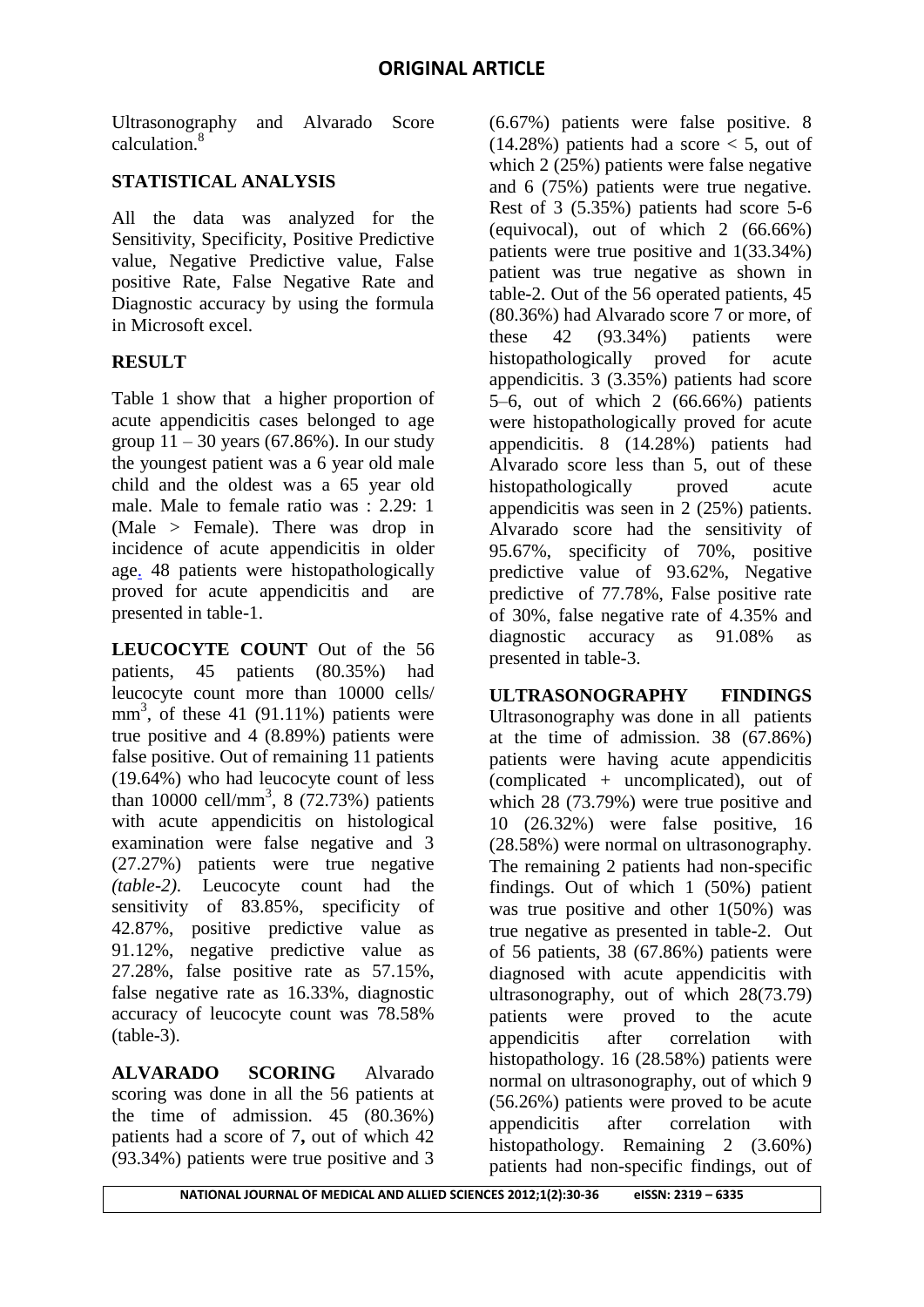Ultrasonography and Alvarado Score calculation.[8]

## STATISTICAL ANALYSIS

All the data was analyzed for the Sensitivity, Specificity, Positive Predictive value, Negative Predictive value, False positive Rate, False Negative Rate and Diagnostic accuracy by using the formula in Microsoft excel.

## RESULT

Table 1 show that a higher proportion of acute appendicitis cases belonged to age group 11 – 30 years (67.86%). In our study the youngest patient was a 6 year old male child and the oldest was a 65 year old male. Male to female ratio was : 2.29: 1 (Male > Female). There was drop in incidence of acute appendicitis in older age. 48 patients were histopathologically proved for acute appendicitis and are presented in table-1.

**LEUCOCYTE COUNT** Out of the 56 patients, 45 patients (80.35%) had leucocyte count more than 10000 cells/ $mm^3$, of these 41 (91.11%) patients were true positive and 4 (8.89%) patients were false positive. Out of remaining 11 patients (19.64%) who had leucocyte count of less than 10000 cell/$mm^3$, 8 (72.73%) patients with acute appendicitis on histological examination were false negative and 3 (27.27%) patients were true negative *(table-2)*. Leucocyte count had the sensitivity of 83.85%, specificity of 42.87%, positive predictive value as 91.12%, negative predictive value as 27.28%, false positive rate as 57.15%, false negative rate as 16.33%, diagnostic accuracy of leucocyte count was 78.58% (table-3).

**ALVARADO SCORING** Alvarado scoring was done in all the 56 patients at the time of admission. 45 (80.36%) patients had a score of 7**,** out of which 42 (93.34%) patients were true positive and 3 (6.67%) patients were false positive. 8 (14.28%) patients had a score < 5, out of which 2 (25%) patients were false negative and 6 (75%) patients were true negative. Rest of 3 (5.35%) patients had score 5-6 (equivocal), out of which 2 (66.66%) patients were true positive and 1(33.34%) patient was true negative as shown in table-2. Out of the 56 operated patients, 45 (80.36%) had Alvarado score 7 or more, of these 42 (93.34%) patients were histopathologically proved for acute appendicitis. 3 (3.35%) patients had score 5–6, out of which 2 (66.66%) patients were histopathologically proved for acute appendicitis. 8 (14.28%) patients had Alvarado score less than 5, out of these histopathologically proved acute appendicitis was seen in 2 (25%) patients. Alvarado score had the sensitivity of 95.67%, specificity of 70%, positive predictive value of 93.62%, Negative predictive of 77.78%, False positive rate of 30%, false negative rate of 4.35% and diagnostic accuracy as 91.08% as presented in table-3.

**ULTRASONOGRAPHY FINDINGS** Ultrasonography was done in all patients at the time of admission. 38 (67.86%) patients were having acute appendicitis (complicated + uncomplicated), out of which 28 (73.79%) were true positive and 10 (26.32%) were false positive, 16 (28.58%) were normal on ultrasonography. The remaining 2 patients had non-specific findings. Out of which 1 (50%) patient was true positive and other 1(50%) was true negative as presented in table-2. Out of 56 patients, 38 (67.86%) patients were diagnosed with acute appendicitis with ultrasonography, out of which 28(73.79) patients were proved to the acute appendicitis after correlation with histopathology. 16 (28.58%) patients were normal on ultrasonography, out of which 9 (56.26%) patients were proved to be acute appendicitis after correlation with histopathology. Remaining 2 (3.60%) patients had non-specific findings, out of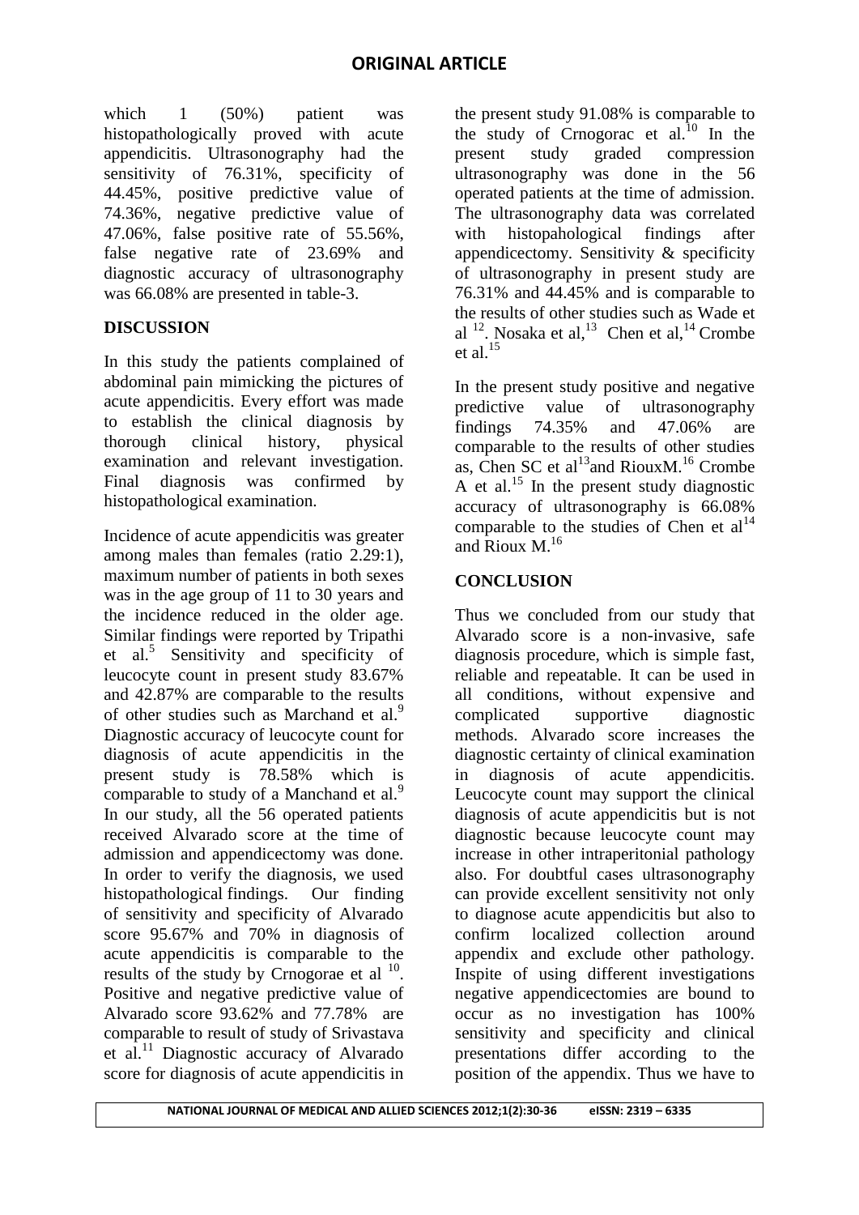which 1 (50%) patient was histopathologically proved with acute appendicitis. Ultrasonography had the sensitivity of 76.31%, specificity of 44.45%, positive predictive value of 74.36%, negative predictive value of 47.06%, false positive rate of 55.56%, false negative rate of 23.69% and diagnostic accuracy of ultrasonography was 66.08% are presented in table-3.

## DISCUSSION

In this study the patients complained of abdominal pain mimicking the pictures of acute appendicitis. Every effort was made to establish the clinical diagnosis by thorough clinical history, physical examination and relevant investigation. Final diagnosis was confirmed by histopathological examination.

Incidence of acute appendicitis was greater among males than females (ratio 2.29:1), maximum number of patients in both sexes was in the age group of 11 to 30 years and the incidence reduced in the older age. Similar findings were reported by Tripathi et al.[5] Sensitivity and specificity of leucocyte count in present study 83.67% and 42.87% are comparable to the results of other studies such as Marchand et al.[9] Diagnostic accuracy of leucocyte count for diagnosis of acute appendicitis in the present study is 78.58% which is comparable to study of a Manchand et al.[9] In our study, all the 56 operated patients received Alvarado score at the time of admission and appendicectomy was done. In order to verify the diagnosis, we used histopathological findings. Our finding of sensitivity and specificity of Alvarado score 95.67% and 70% in diagnosis of acute appendicitis is comparable to the results of the study by Crnogorae et al [10]. Positive and negative predictive value of Alvarado score 93.62% and 77.78% are comparable to result of study of Srivastava et al.[11] Diagnostic accuracy of Alvarado score for diagnosis of acute appendicitis in the present study 91.08% is comparable to the study of Crnogorac et al.[10] In the present study graded compression ultrasonography was done in the 56 operated patients at the time of admission. The ultrasonography data was correlated with histopahological findings after appendicectomy. Sensitivity & specificity of ultrasonography in present study are 76.31% and 44.45% and is comparable to the results of other studies such as Wade et al [12]. Nosaka et al,[13] Chen et al,[14] Crombe et al.[15]

In the present study positive and negative predictive value of ultrasonography findings 74.35% and 47.06% are comparable to the results of other studies as, Chen SC et al[13]and RiouxM.[16] Crombe A et al.[15] In the present study diagnostic accuracy of ultrasonography is 66.08% comparable to the studies of Chen et al[14] and Rioux M.[16]

## CONCLUSION

Thus we concluded from our study that Alvarado score is a non-invasive, safe diagnosis procedure, which is simple fast, reliable and repeatable. It can be used in all conditions, without expensive and complicated supportive diagnostic methods. Alvarado score increases the diagnostic certainty of clinical examination in diagnosis of acute appendicitis. Leucocyte count may support the clinical diagnosis of acute appendicitis but is not diagnostic because leucocyte count may increase in other intraperitonial pathology also. For doubtful cases ultrasonography can provide excellent sensitivity not only to diagnose acute appendicitis but also to confirm localized collection around appendix and exclude other pathology. Inspite of using different investigations negative appendicectomies are bound to occur as no investigation has 100% sensitivity and specificity and clinical presentations differ according to the position of the appendix. Thus we have to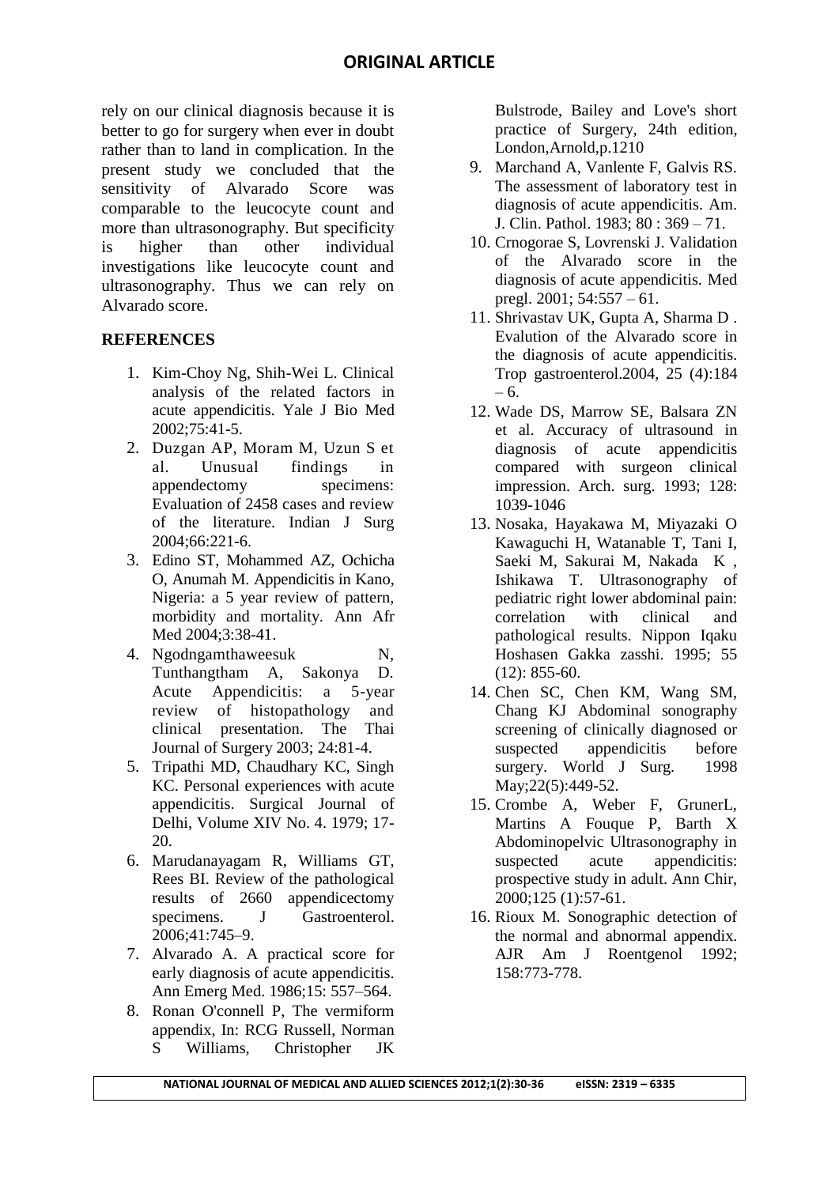rely on our clinical diagnosis because it is better to go for surgery when ever in doubt rather than to land in complication. In the present study we concluded that the sensitivity of Alvarado Score was comparable to the leucocyte count and more than ultrasonography. But specificity is higher than other individual investigations like leucocyte count and ultrasonography. Thus we can rely on Alvarado score.

## REFERENCES

1. Kim-Choy Ng, Shih-Wei L. Clinical analysis of the related factors in acute appendicitis. Yale J Bio Med 2002;75:41-5.
2. Duzgan AP, Moram M, Uzun S et al. Unusual findings in appendectomy specimens: Evaluation of 2458 cases and review of the literature. Indian J Surg 2004;66:221-6.
3. Edino ST, Mohammed AZ, Ochicha O, Anumah M. Appendicitis in Kano, Nigeria: a 5 year review of pattern, morbidity and mortality. Ann Afr Med 2004;3:38-41.
4. Ngodngamthaweesuk N, Tunthangtham A, Sakonya D. Acute Appendicitis: a 5-year review of histopathology and clinical presentation. The Thai Journal of Surgery 2003; 24:81-4.
5. Tripathi MD, Chaudhary KC, Singh KC. Personal experiences with acute appendicitis. Surgical Journal of Delhi, Volume XIV No. 4. 1979; 17-20.
6. Marudanayagam R, Williams GT, Rees BI. Review of the pathological results of 2660 appendicectomy specimens. J Gastroenterol. 2006;41:745–9.
7. Alvarado A. A practical score for early diagnosis of acute appendicitis. Ann Emerg Med. 1986;15: 557–564.
8. Ronan O'connell P, The vermiform appendix, In: RCG Russell, Norman S Williams, Christopher JK Bulstrode, Bailey and Love's short practice of Surgery, 24th edition, London,Arnold,p.1210
9. Marchand A, Vanlente F, Galvis RS. The assessment of laboratory test in diagnosis of acute appendicitis. Am. J. Clin. Pathol. 1983; 80 : 369 – 71.
10. Crnogorae S, Lovrenski J. Validation of the Alvarado score in the diagnosis of acute appendicitis. Med pregl. 2001; 54:557 – 61.
11. Shrivastav UK, Gupta A, Sharma D . Evalution of the Alvarado score in the diagnosis of acute appendicitis. Trop gastroenterol.2004, 25 (4):184 – 6.
12. Wade DS, Marrow SE, Balsara ZN et al. Accuracy of ultrasound in diagnosis of acute appendicitis compared with surgeon clinical impression. Arch. surg. 1993; 128: 1039-1046
13. Nosaka, Hayakawa M, Miyazaki O Kawaguchi H, Watanable T, Tani I, Saeki M, Sakurai M, Nakada K , Ishikawa T. Ultrasonography of pediatric right lower abdominal pain: correlation with clinical and pathological results. Nippon Iqaku Hoshasen Gakka zasshi. 1995; 55 (12): 855-60.
14. Chen SC, Chen KM, Wang SM, Chang KJ Abdominal sonography screening of clinically diagnosed or suspected appendicitis before surgery. World J Surg. 1998 May;22(5):449-52.
15. Crombe A, Weber F, GrunerL, Martins A Fouque P, Barth X Abdominopelvic Ultrasonography in suspected acute appendicitis: prospective study in adult. Ann Chir, 2000;125 (1):57-61.
16. Rioux M. Sonographic detection of the normal and abnormal appendix. AJR Am J Roentgenol 1992; 158:773-778.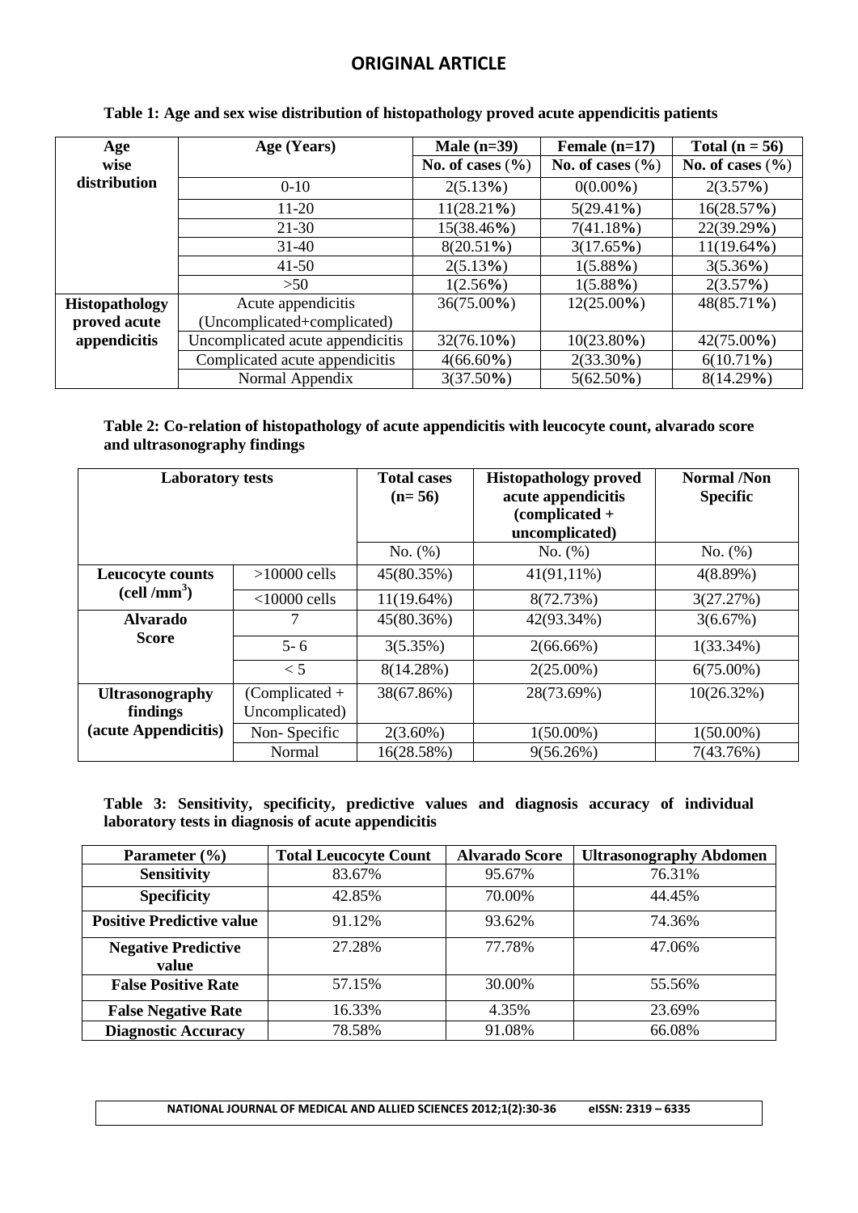## ORIGINAL ARTICLE

**Table 1: Age and sex wise distribution of histopathology proved acute appendicitis patients**

| **Age wise distribution** | **Age (Years)** | **Male (n=39)** | **Female (n=17)** | **Total (n = 56)** |
|---|---|---|---|---|
| | | **No. of cases (%)** | **No. of cases (%)** | **No. of cases (%)** |
| | 0-10 | 2(5.13**%**) | 0(0.00**%**) | 2(3.57**%**) |
| | 11-20 | 11(28.21**%**) | 5(29.41**%**) | 16(28.57**%**) |
| | 21-30 | 15(38.46**%**) | 7(41.18**%**) | 22(39.29**%**) |
| | 31-40 | 8(20.51**%**) | 3(17.65**%**) | 11(19.64**%**) |
| | 41-50 | 2(5.13**%**) | 1(5.88**%**) | 3(5.36**%**) |
| | >50 | 1(2.56**%**) | 1(5.88**%**) | 2(3.57**%**) |
| **Histopathology proved acute appendicitis** | Acute appendicitis (Uncomplicated+complicated) | 36(75.00**%**) | 12(25.00**%**) | 48(85.71**%**) |
| | Uncomplicated acute appendicitis | 32(76.10**%**) | 10(23.80**%**) | 42(75.00**%**) |
| | Complicated acute appendicitis | 4(66.60**%**) | 2(33.30**%**) | 6(10.71**%**) |
| | Normal Appendix | 3(37.50**%**) | 5(62.50**%**) | 8(14.29**%**) |

**Table 2: Co-relation of histopathology of acute appendicitis with leucocyte count, alvarado score and ultrasonography findings**

| **Laboratory tests** | | **Total cases (n= 56)** | **Histopathology proved acute appendicitis (complicated + uncomplicated)** | **Normal /Non Specific** |
|---|---|---|---|---|
| | | No. (%) | No. (%) | No. (%) |
| **Leucocyte counts (cell /mm$^3$)** | >10000 cells | 45(80.35%) | 41(91,11%) | 4(8.89%) |
| | <10000 cells | 11(19.64%) | 8(72.73%) | 3(27.27%) |
| **Alvarado Score** | 7 | 45(80.36%) | 42(93.34%) | 3(6.67%) |
| | 5- 6 | 3(5.35%) | 2(66.66%) | 1(33.34%) |
| | < 5 | 8(14.28%) | 2(25.00%) | 6(75.00%) |
| **Ultrasonography findings (acute Appendicitis)** | (Complicated + Uncomplicated) | 38(67.86%) | 28(73.69%) | 10(26.32%) |
| | Non- Specific | 2(3.60%) | 1(50.00%) | 1(50.00%) |
| | Normal | 16(28.58%) | 9(56.26%) | 7(43.76%) |

**Table 3: Sensitivity, specificity, predictive values and diagnosis accuracy of individual laboratory tests in diagnosis of acute appendicitis**

| **Parameter (%)** | **Total Leucocyte Count** | **Alvarado Score** | **Ultrasonography Abdomen** |
|---|---|---|---|
| **Sensitivity** | 83.67% | 95.67% | 76.31% |
| **Specificity** | 42.85% | 70.00% | 44.45% |
| **Positive Predictive value** | 91.12% | 93.62% | 74.36% |
| **Negative Predictive value** | 27.28% | 77.78% | 47.06% |
| **False Positive Rate** | 57.15% | 30.00% | 55.56% |
| **False Negative Rate** | 16.33% | 4.35% | 23.69% |
| **Diagnostic Accuracy** | 78.58% | 91.08% | 66.08% |